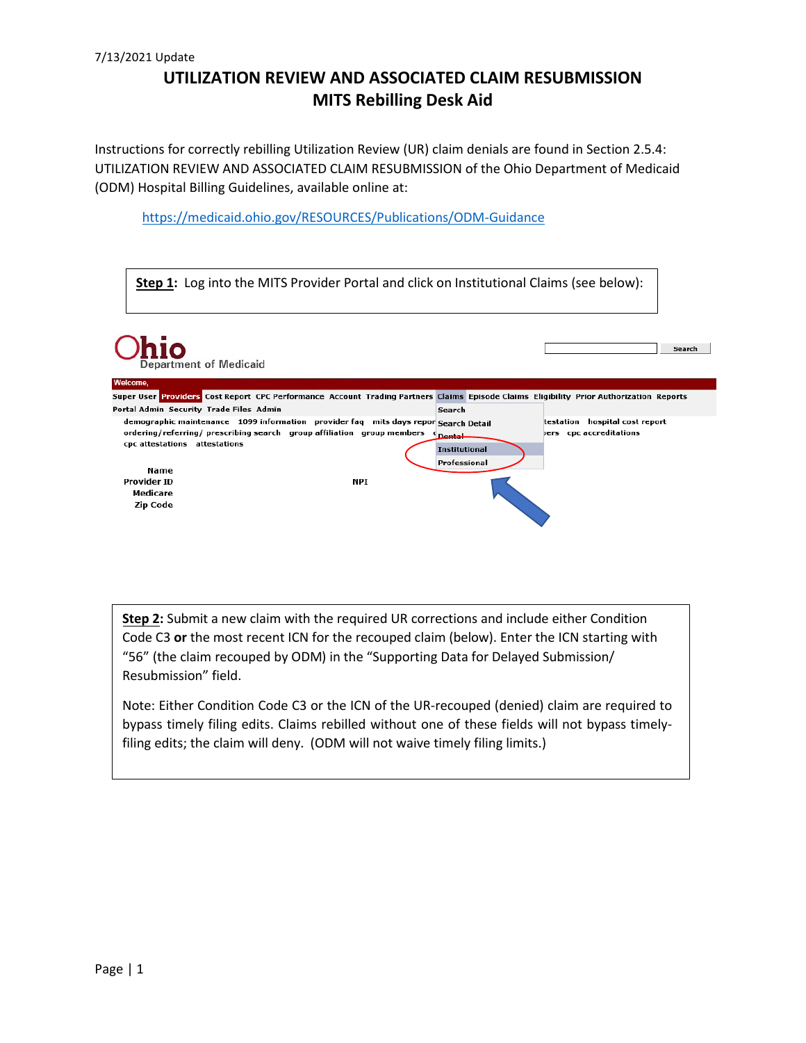7/13/2021 Update

# UTILIZATION REVIEW AND ASSOCIATED CLAIM RESUBMISSION
## MITS Rebilling Desk Aid

Instructions for correctly rebilling Utilization Review (UR) claim denials are found in Section 2.5.4: UTILIZATION REVIEW AND ASSOCIATED CLAIM RESUBMISSION of the Ohio Department of Medicaid (ODM) Hospital Billing Guidelines, available online at:

https://medicaid.ohio.gov/RESOURCES/Publications/ODM-Guidance

**Step 1:** Log into the MITS Provider Portal and click on Institutional Claims (see below):

**Step 2:** Submit a new claim with the required UR corrections and include either Condition Code C3 **or** the most recent ICN for the recouped claim (below). Enter the ICN starting with "56" (the claim recouped by ODM) in the "Supporting Data for Delayed Submission/ Resubmission" field.

Note: Either Condition Code C3 or the ICN of the UR-recouped (denied) claim are required to bypass timely filing edits. Claims rebilled without one of these fields will not bypass timely-filing edits; the claim will deny. (ODM will not waive timely filing limits.)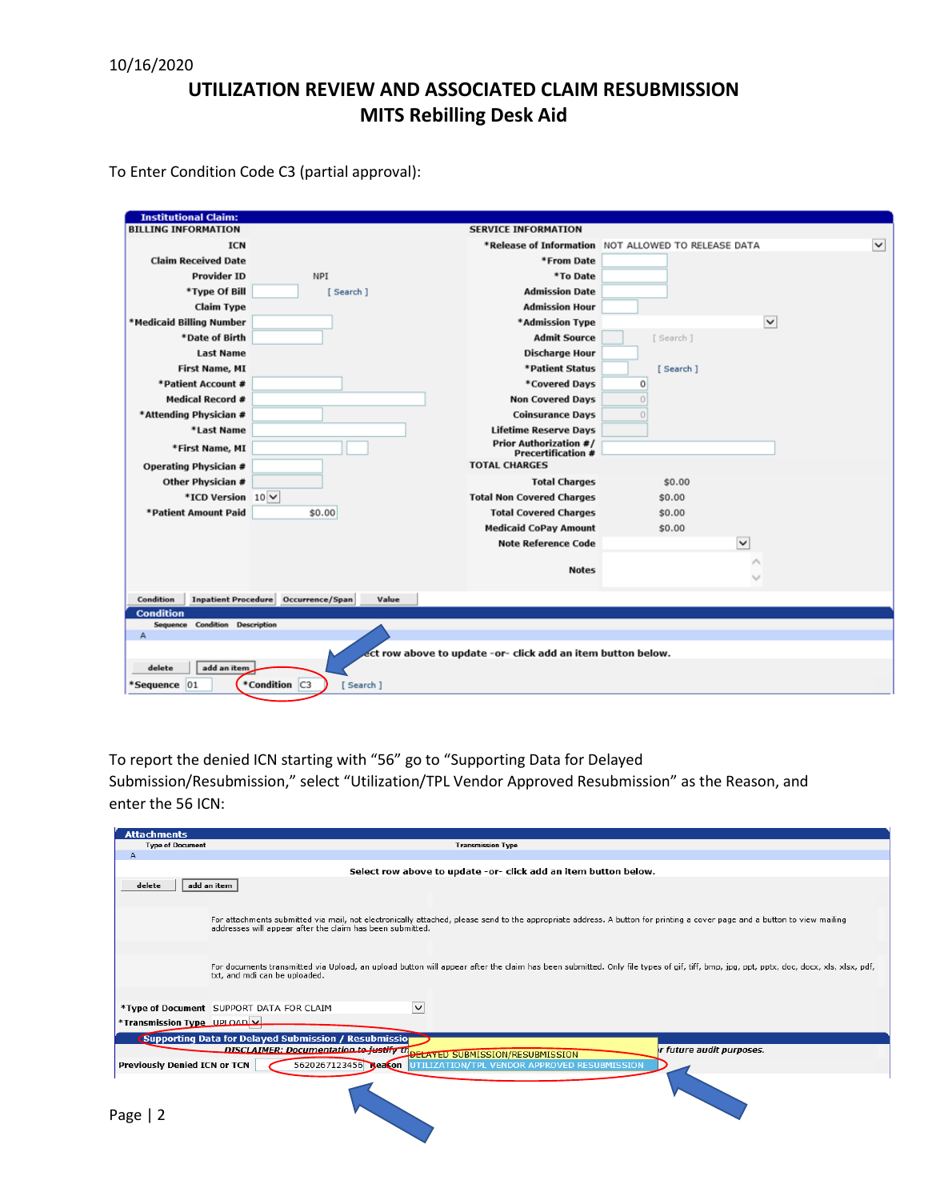10/16/2020

# UTILIZATION REVIEW AND ASSOCIATED CLAIM RESUBMISSION
## MITS Rebilling Desk Aid

To Enter Condition Code C3 (partial approval):

**Institutional Claim:**

| BILLING INFORMATION | | SERVICE INFORMATION | |
|---|---|---|---|
| ICN | | *Release of Information | NOT ALLOWED TO RELEASE DATA |
| Claim Received Date | | *From Date | |
| Provider ID | NPI | *To Date | |
| *Type Of Bill | [ Search ] | Admission Date | |
| Claim Type | | Admission Hour | |
| *Medicaid Billing Number | | *Admission Type | |
| *Date of Birth | | Admit Source | [ Search ] |
| Last Name | | Discharge Hour | |
| First Name, MI | | *Patient Status | [ Search ] |
| *Patient Account # | | *Covered Days | 0 |
| Medical Record # | | Non Covered Days | 0 |
| *Attending Physician # | | Coinsurance Days | 0 |
| *Last Name | | Lifetime Reserve Days | |
| *First Name, MI | | Prior Authorization #/ Precertification # | |
| Operating Physician # | | TOTAL CHARGES | |
| Other Physician # | | Total Charges | $0.00 |
| *ICD Version | 10 | Total Non Covered Charges | $0.00 |
| *Patient Amount Paid | $0.00 | Total Covered Charges | $0.00 |
| | | Medicaid CoPay Amount | $0.00 |
| | | Note Reference Code | |
| | | Notes | |

Condition | Inpatient Procedure | Occurrence/Span | Value

**Condition**

| Sequence | Condition | Description |
|---|---|---|
| A | | |

Select row above to update -or- click add an item button below.

delete | add an item

*Sequence 01 | *Condition C3 | [ Search ]

To report the denied ICN starting with "56" go to "Supporting Data for Delayed Submission/Resubmission," select "Utilization/TPL Vendor Approved Resubmission" as the Reason, and enter the 56 ICN:

**Attachments**

| Type of Document | Transmission Type |
|---|---|
| A | |

Select row above to update -or- click add an item button below.

delete | add an item

For attachments submitted via mail, not electronically attached, please send to the appropriate address. A button for printing a cover page and a button to view mailing addresses will appear after the claim has been submitted.

For documents transmitted via Upload, an upload button will appear after the claim has been submitted. Only file types of gif, tiff, bmp, jpg, ppt, pptx, doc, docx, xls, xlsx, pdf, txt, and mdi can be uploaded.

*Type of Document: SUPPORT DATA FOR CLAIM

*Transmission Type: UPLOAD

**Supporting Data for Delayed Submission / Resubmission**

*DISCLAIMER: Documentation to justify th... ...r future audit purposes.*

Previously Denied ICN or TCN: 5620267123456 | Reason: DELAYED SUBMISSION/RESUBMISSION / UTILIZATION/TPL VENDOR APPROVED RESUBMISSION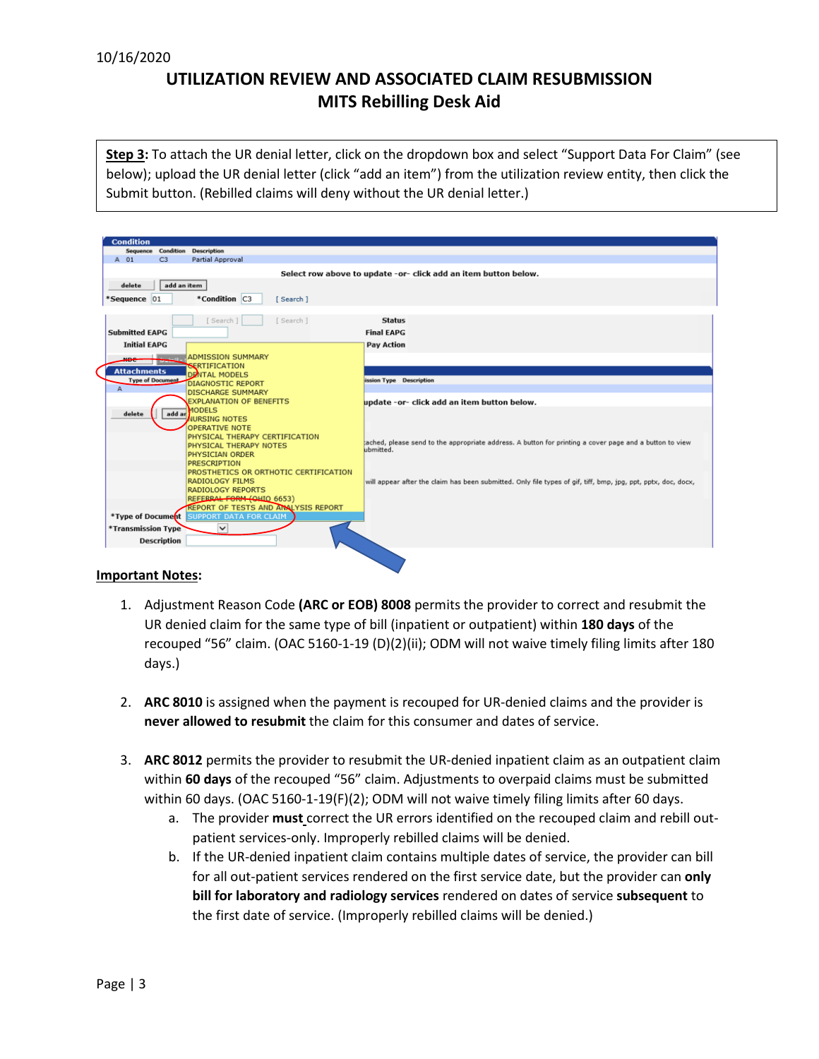10/16/2020

# UTILIZATION REVIEW AND ASSOCIATED CLAIM RESUBMISSION
## MITS Rebilling Desk Aid

**Step 3:** To attach the UR denial letter, click on the dropdown box and select "Support Data For Claim" (see below); upload the UR denial letter (click "add an item") from the utilization review entity, then click the Submit button. (Rebilled claims will deny without the UR denial letter.)

**Important Notes:**

1. Adjustment Reason Code **(ARC or EOB) 8008** permits the provider to correct and resubmit the UR denied claim for the same type of bill (inpatient or outpatient) within **180 days** of the recouped "56" claim. (OAC 5160-1-19 (D)(2)(ii); ODM will not waive timely filing limits after 180 days.)

2. **ARC 8010** is assigned when the payment is recouped for UR-denied claims and the provider is **never allowed to resubmit** the claim for this consumer and dates of service.

3. **ARC 8012** permits the provider to resubmit the UR-denied inpatient claim as an outpatient claim within **60 days** of the recouped "56" claim. Adjustments to overpaid claims must be submitted within 60 days. (OAC 5160-1-19(F)(2); ODM will not waive timely filing limits after 60 days.
    a. The provider **must** correct the UR errors identified on the recouped claim and rebill out-patient services-only. Improperly rebilled claims will be denied.
    b. If the UR-denied inpatient claim contains multiple dates of service, the provider can bill for all out-patient services rendered on the first service date, but the provider can **only bill for laboratory and radiology services** rendered on dates of service **subsequent** to the first date of service. (Improperly rebilled claims will be denied.)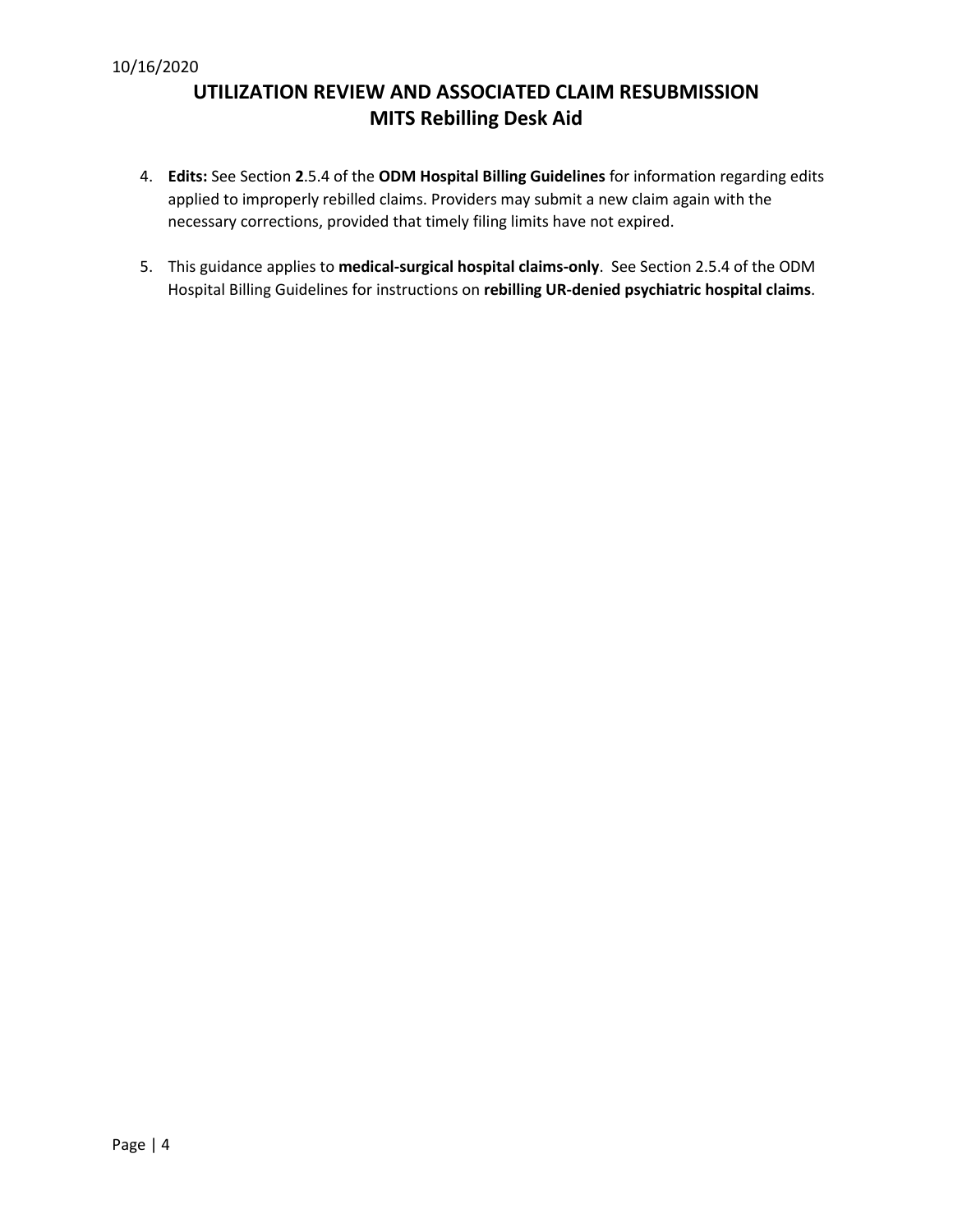4. **Edits:** See Section **2**.5.4 of the **ODM Hospital Billing Guidelines** for information regarding edits applied to improperly rebilled claims. Providers may submit a new claim again with the necessary corrections, provided that timely filing limits have not expired.

5. This guidance applies to **medical-surgical hospital claims-only**. See Section 2.5.4 of the ODM Hospital Billing Guidelines for instructions on **rebilling UR-denied psychiatric hospital claims**.